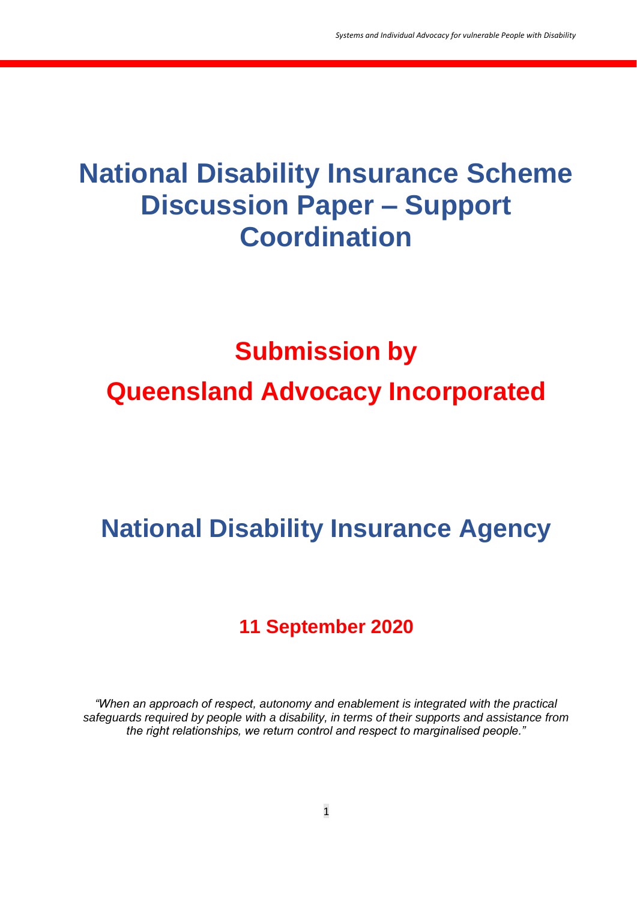# National Disability Insurance Scheme Discussion Paper – Support Coordination

## Submission by

## Queensland Advocacy Incorporated

## National Disability Insurance Agency

**11 September 2020**

*"When an approach of respect, autonomy and enablement is integrated with the practical safeguards required by people with a disability, in terms of their supports and assistance from the right relationships, we return control and respect to marginalised people."*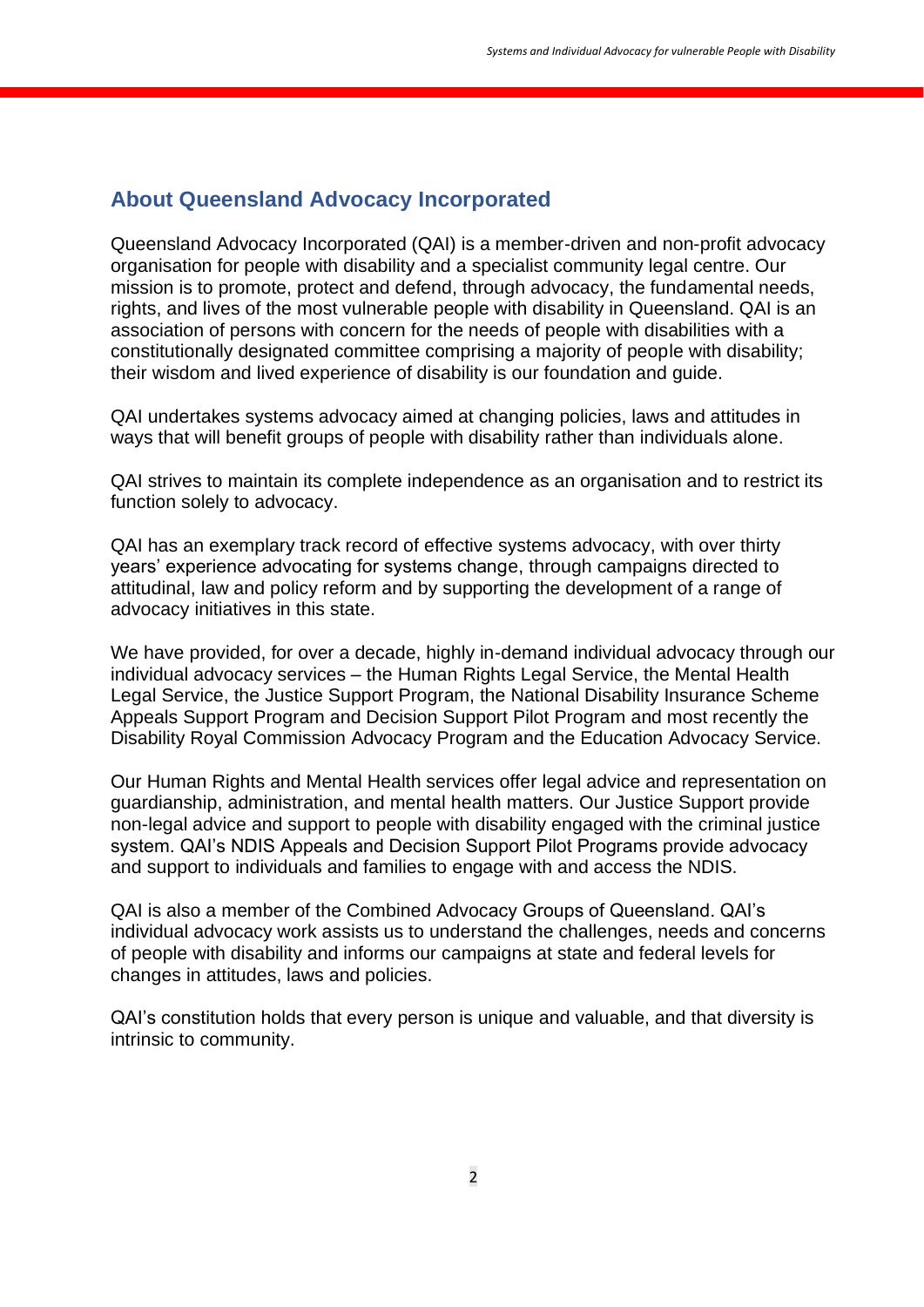## About Queensland Advocacy Incorporated

Queensland Advocacy Incorporated (QAI) is a member-driven and non-profit advocacy organisation for people with disability and a specialist community legal centre. Our mission is to promote, protect and defend, through advocacy, the fundamental needs, rights, and lives of the most vulnerable people with disability in Queensland. QAI is an association of persons with concern for the needs of people with disabilities with a constitutionally designated committee comprising a majority of people with disability; their wisdom and lived experience of disability is our foundation and guide.

QAI undertakes systems advocacy aimed at changing policies, laws and attitudes in ways that will benefit groups of people with disability rather than individuals alone.

QAI strives to maintain its complete independence as an organisation and to restrict its function solely to advocacy.

QAI has an exemplary track record of effective systems advocacy, with over thirty years' experience advocating for systems change, through campaigns directed to attitudinal, law and policy reform and by supporting the development of a range of advocacy initiatives in this state.

We have provided, for over a decade, highly in-demand individual advocacy through our individual advocacy services – the Human Rights Legal Service, the Mental Health Legal Service, the Justice Support Program, the National Disability Insurance Scheme Appeals Support Program and Decision Support Pilot Program and most recently the Disability Royal Commission Advocacy Program and the Education Advocacy Service.

Our Human Rights and Mental Health services offer legal advice and representation on guardianship, administration, and mental health matters. Our Justice Support provide non-legal advice and support to people with disability engaged with the criminal justice system. QAI's NDIS Appeals and Decision Support Pilot Programs provide advocacy and support to individuals and families to engage with and access the NDIS.

QAI is also a member of the Combined Advocacy Groups of Queensland. QAI's individual advocacy work assists us to understand the challenges, needs and concerns of people with disability and informs our campaigns at state and federal levels for changes in attitudes, laws and policies.

QAI's constitution holds that every person is unique and valuable, and that diversity is intrinsic to community.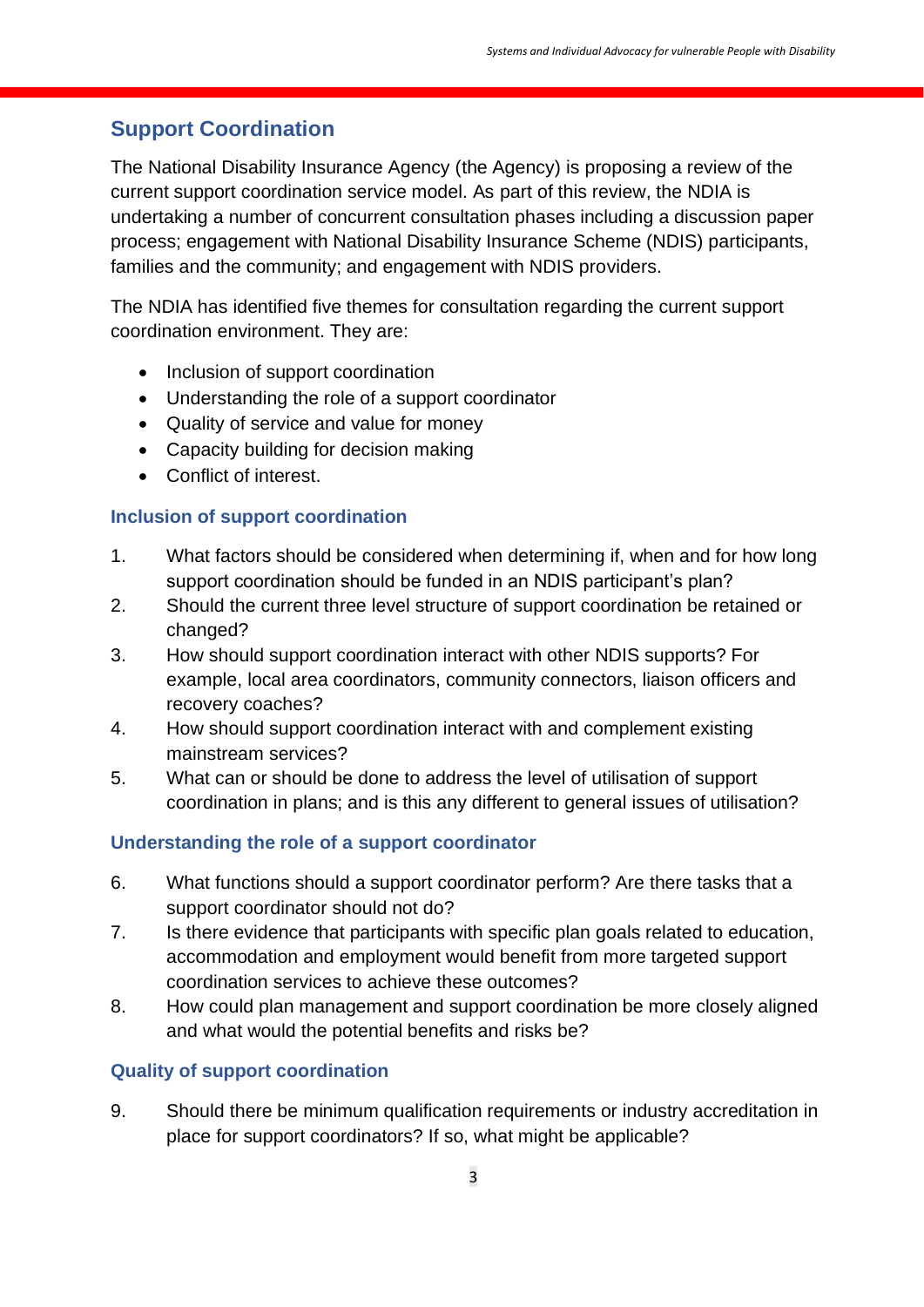## Support Coordination

The National Disability Insurance Agency (the Agency) is proposing a review of the current support coordination service model. As part of this review, the NDIA is undertaking a number of concurrent consultation phases including a discussion paper process; engagement with National Disability Insurance Scheme (NDIS) participants, families and the community; and engagement with NDIS providers.

The NDIA has identified five themes for consultation regarding the current support coordination environment. They are:

- Inclusion of support coordination
- Understanding the role of a support coordinator
- Quality of service and value for money
- Capacity building for decision making
- Conflict of interest.

### Inclusion of support coordination

1. What factors should be considered when determining if, when and for how long support coordination should be funded in an NDIS participant's plan?
2. Should the current three level structure of support coordination be retained or changed?
3. How should support coordination interact with other NDIS supports? For example, local area coordinators, community connectors, liaison officers and recovery coaches?
4. How should support coordination interact with and complement existing mainstream services?
5. What can or should be done to address the level of utilisation of support coordination in plans; and is this any different to general issues of utilisation?

### Understanding the role of a support coordinator

6. What functions should a support coordinator perform? Are there tasks that a support coordinator should not do?
7. Is there evidence that participants with specific plan goals related to education, accommodation and employment would benefit from more targeted support coordination services to achieve these outcomes?
8. How could plan management and support coordination be more closely aligned and what would the potential benefits and risks be?

### Quality of support coordination

9. Should there be minimum qualification requirements or industry accreditation in place for support coordinators? If so, what might be applicable?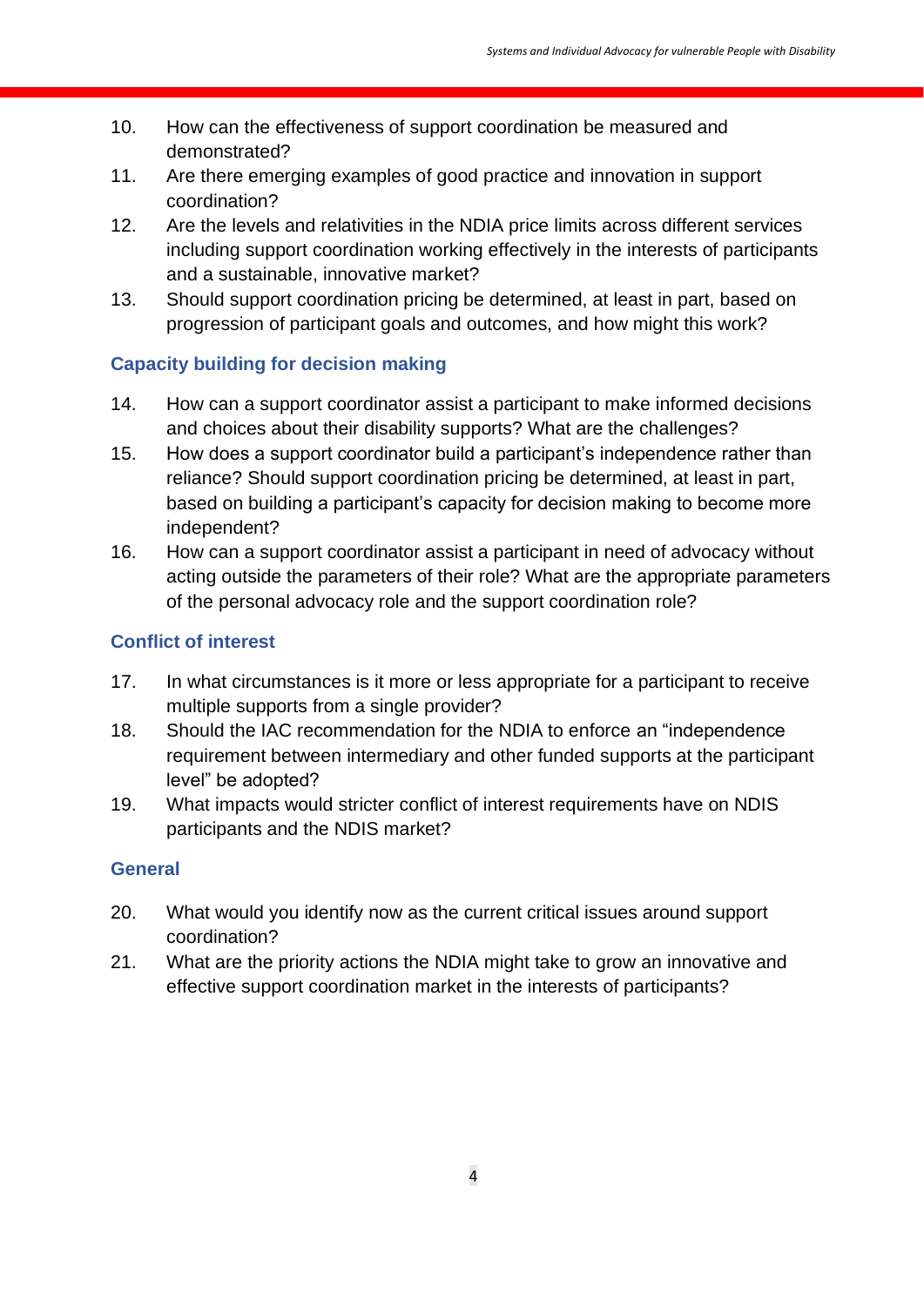10. How can the effectiveness of support coordination be measured and demonstrated?
11. Are there emerging examples of good practice and innovation in support coordination?
12. Are the levels and relativities in the NDIA price limits across different services including support coordination working effectively in the interests of participants and a sustainable, innovative market?
13. Should support coordination pricing be determined, at least in part, based on progression of participant goals and outcomes, and how might this work?

### Capacity building for decision making

14. How can a support coordinator assist a participant to make informed decisions and choices about their disability supports? What are the challenges?
15. How does a support coordinator build a participant's independence rather than reliance? Should support coordination pricing be determined, at least in part, based on building a participant's capacity for decision making to become more independent?
16. How can a support coordinator assist a participant in need of advocacy without acting outside the parameters of their role? What are the appropriate parameters of the personal advocacy role and the support coordination role?

### Conflict of interest

17. In what circumstances is it more or less appropriate for a participant to receive multiple supports from a single provider?
18. Should the IAC recommendation for the NDIA to enforce an "independence requirement between intermediary and other funded supports at the participant level" be adopted?
19. What impacts would stricter conflict of interest requirements have on NDIS participants and the NDIS market?

### General

20. What would you identify now as the current critical issues around support coordination?
21. What are the priority actions the NDIA might take to grow an innovative and effective support coordination market in the interests of participants?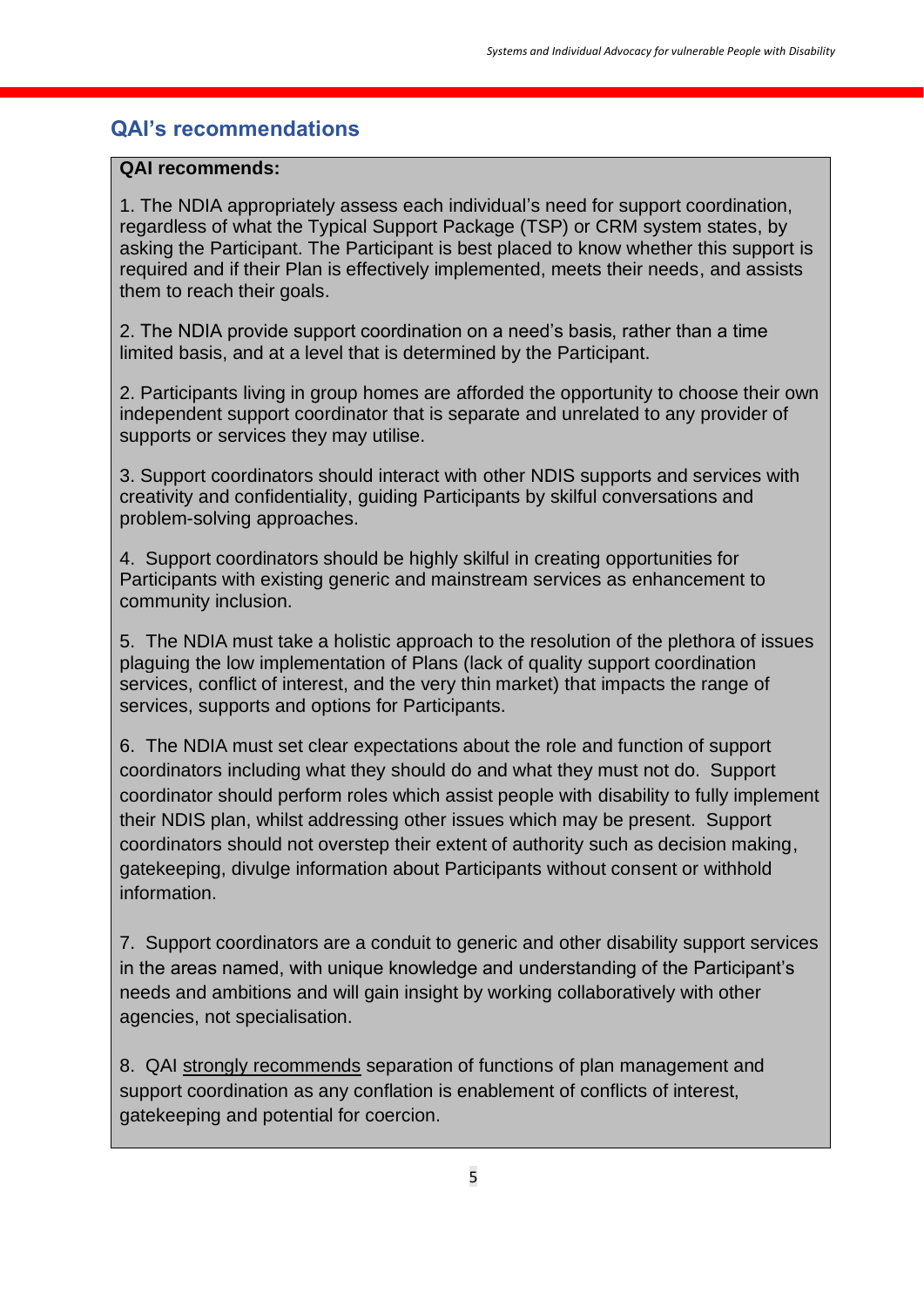## QAI's recommendations

**QAI recommends:**

1. The NDIA appropriately assess each individual's need for support coordination, regardless of what the Typical Support Package (TSP) or CRM system states, by asking the Participant. The Participant is best placed to know whether this support is required and if their Plan is effectively implemented, meets their needs, and assists them to reach their goals.

2. The NDIA provide support coordination on a need's basis, rather than a time limited basis, and at a level that is determined by the Participant.

2. Participants living in group homes are afforded the opportunity to choose their own independent support coordinator that is separate and unrelated to any provider of supports or services they may utilise.

3. Support coordinators should interact with other NDIS supports and services with creativity and confidentiality, guiding Participants by skilful conversations and problem-solving approaches.

4. Support coordinators should be highly skilful in creating opportunities for Participants with existing generic and mainstream services as enhancement to community inclusion.

5. The NDIA must take a holistic approach to the resolution of the plethora of issues plaguing the low implementation of Plans (lack of quality support coordination services, conflict of interest, and the very thin market) that impacts the range of services, supports and options for Participants.

6. The NDIA must set clear expectations about the role and function of support coordinators including what they should do and what they must not do. Support coordinator should perform roles which assist people with disability to fully implement their NDIS plan, whilst addressing other issues which may be present. Support coordinators should not overstep their extent of authority such as decision making, gatekeeping, divulge information about Participants without consent or withhold information.

7. Support coordinators are a conduit to generic and other disability support services in the areas named, with unique knowledge and understanding of the Participant's needs and ambitions and will gain insight by working collaboratively with other agencies, not specialisation.

8. QAI <u>strongly recommends</u> separation of functions of plan management and support coordination as any conflation is enablement of conflicts of interest, gatekeeping and potential for coercion.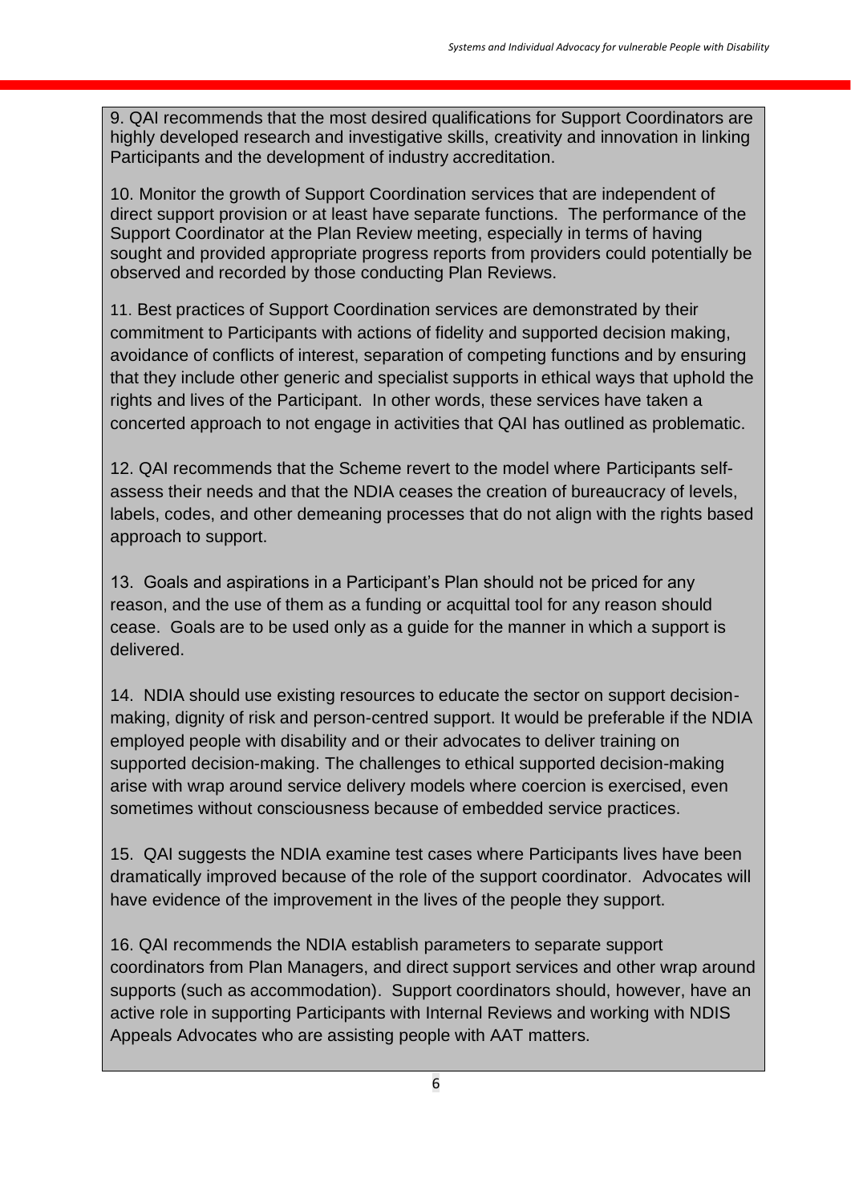9. QAI recommends that the most desired qualifications for Support Coordinators are highly developed research and investigative skills, creativity and innovation in linking Participants and the development of industry accreditation.

10. Monitor the growth of Support Coordination services that are independent of direct support provision or at least have separate functions. The performance of the Support Coordinator at the Plan Review meeting, especially in terms of having sought and provided appropriate progress reports from providers could potentially be observed and recorded by those conducting Plan Reviews.

11. Best practices of Support Coordination services are demonstrated by their commitment to Participants with actions of fidelity and supported decision making, avoidance of conflicts of interest, separation of competing functions and by ensuring that they include other generic and specialist supports in ethical ways that uphold the rights and lives of the Participant. In other words, these services have taken a concerted approach to not engage in activities that QAI has outlined as problematic.

12. QAI recommends that the Scheme revert to the model where Participants self-assess their needs and that the NDIA ceases the creation of bureaucracy of levels, labels, codes, and other demeaning processes that do not align with the rights based approach to support.

13. Goals and aspirations in a Participant's Plan should not be priced for any reason, and the use of them as a funding or acquittal tool for any reason should cease. Goals are to be used only as a guide for the manner in which a support is delivered.

14. NDIA should use existing resources to educate the sector on support decision-making, dignity of risk and person-centred support. It would be preferable if the NDIA employed people with disability and or their advocates to deliver training on supported decision-making. The challenges to ethical supported decision-making arise with wrap around service delivery models where coercion is exercised, even sometimes without consciousness because of embedded service practices.

15. QAI suggests the NDIA examine test cases where Participants lives have been dramatically improved because of the role of the support coordinator. Advocates will have evidence of the improvement in the lives of the people they support.

16. QAI recommends the NDIA establish parameters to separate support coordinators from Plan Managers, and direct support services and other wrap around supports (such as accommodation). Support coordinators should, however, have an active role in supporting Participants with Internal Reviews and working with NDIS Appeals Advocates who are assisting people with AAT matters.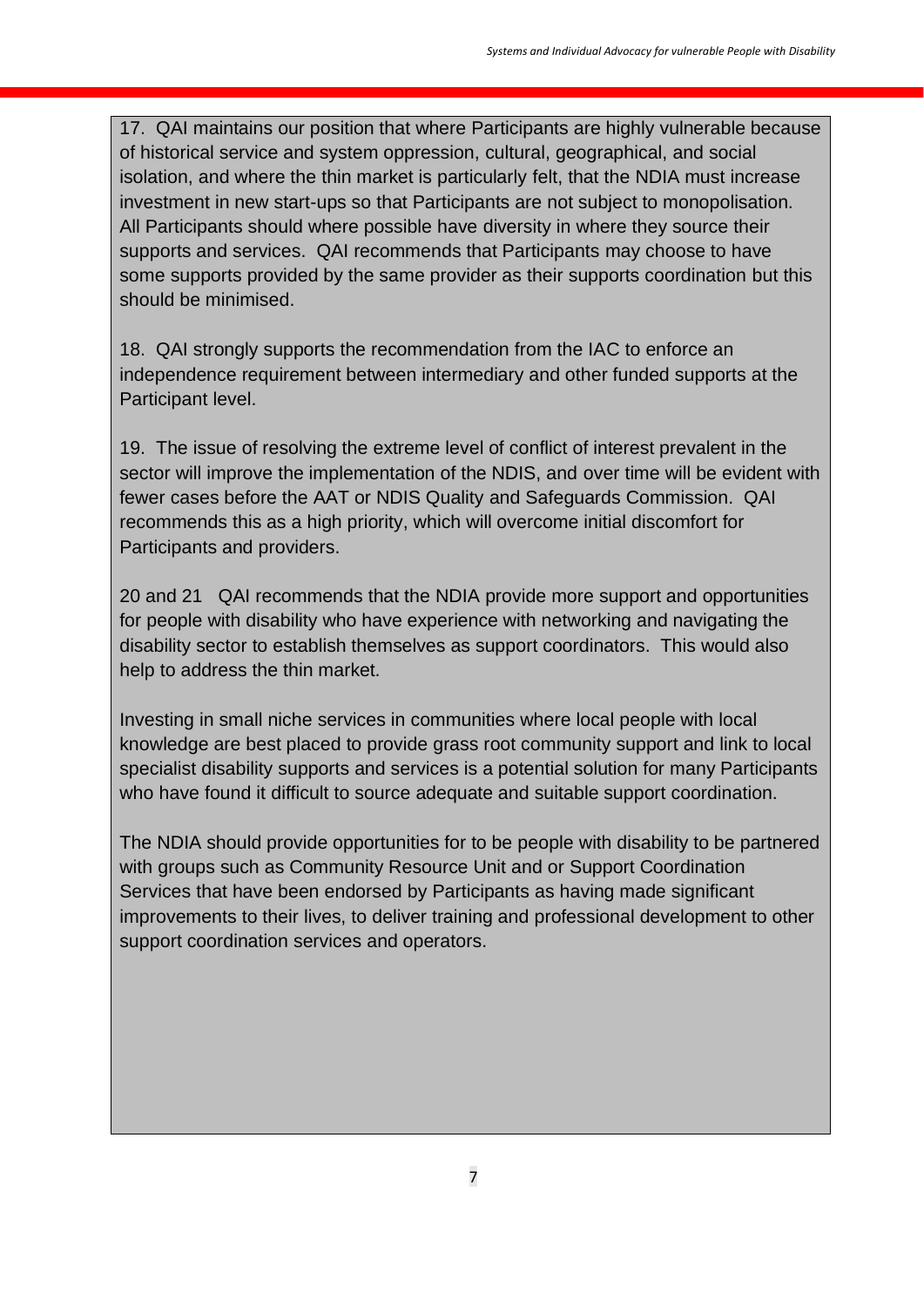17. QAI maintains our position that where Participants are highly vulnerable because of historical service and system oppression, cultural, geographical, and social isolation, and where the thin market is particularly felt, that the NDIA must increase investment in new start-ups so that Participants are not subject to monopolisation. All Participants should where possible have diversity in where they source their supports and services. QAI recommends that Participants may choose to have some supports provided by the same provider as their supports coordination but this should be minimised.

18. QAI strongly supports the recommendation from the IAC to enforce an independence requirement between intermediary and other funded supports at the Participant level.

19. The issue of resolving the extreme level of conflict of interest prevalent in the sector will improve the implementation of the NDIS, and over time will be evident with fewer cases before the AAT or NDIS Quality and Safeguards Commission. QAI recommends this as a high priority, which will overcome initial discomfort for Participants and providers.

20 and 21 QAI recommends that the NDIA provide more support and opportunities for people with disability who have experience with networking and navigating the disability sector to establish themselves as support coordinators. This would also help to address the thin market.

Investing in small niche services in communities where local people with local knowledge are best placed to provide grass root community support and link to local specialist disability supports and services is a potential solution for many Participants who have found it difficult to source adequate and suitable support coordination.

The NDIA should provide opportunities for to be people with disability to be partnered with groups such as Community Resource Unit and or Support Coordination Services that have been endorsed by Participants as having made significant improvements to their lives, to deliver training and professional development to other support coordination services and operators.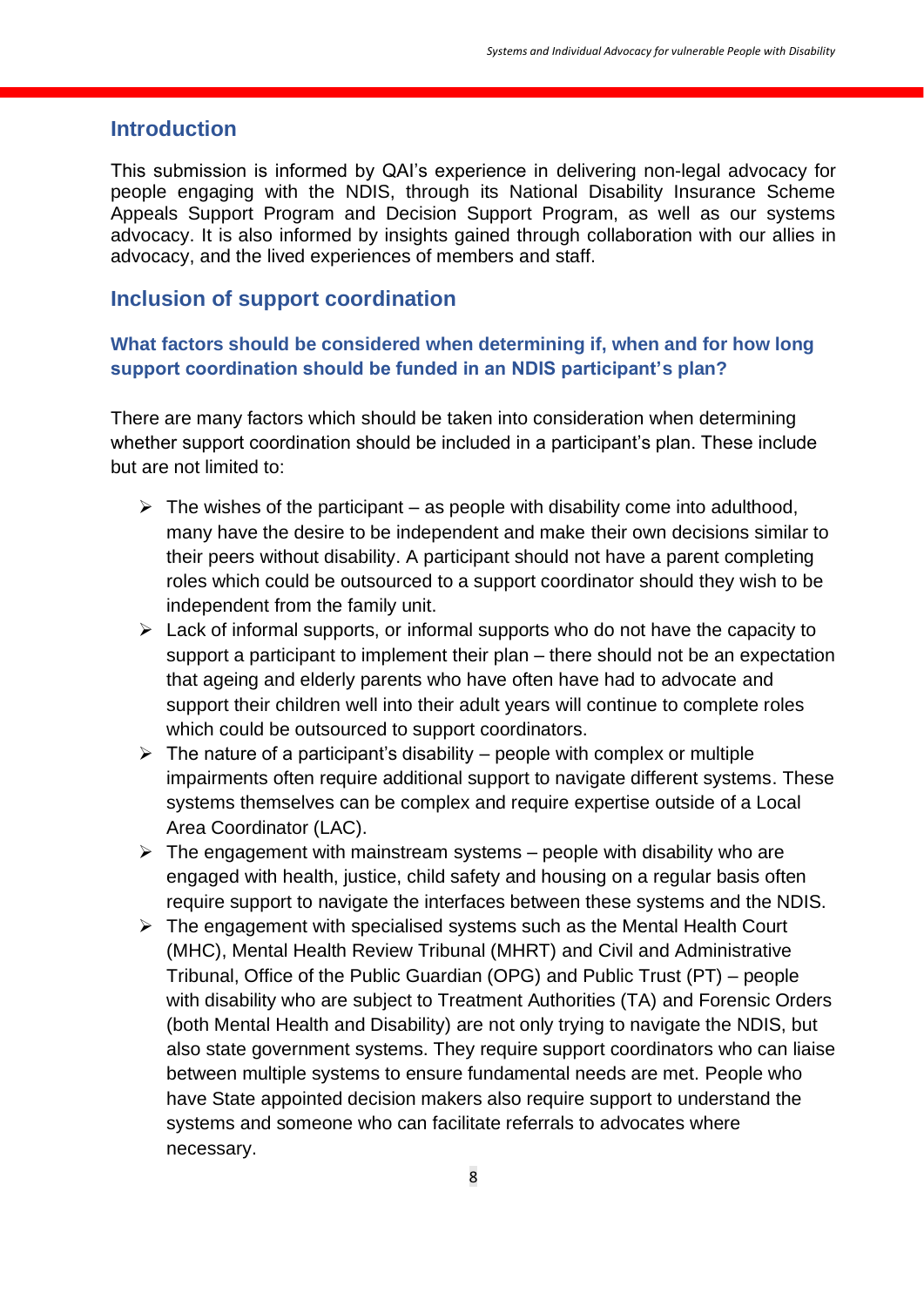## Introduction

This submission is informed by QAI's experience in delivering non-legal advocacy for people engaging with the NDIS, through its National Disability Insurance Scheme Appeals Support Program and Decision Support Program, as well as our systems advocacy. It is also informed by insights gained through collaboration with our allies in advocacy, and the lived experiences of members and staff.

## Inclusion of support coordination

### What factors should be considered when determining if, when and for how long support coordination should be funded in an NDIS participant's plan?

There are many factors which should be taken into consideration when determining whether support coordination should be included in a participant's plan. These include but are not limited to:

- The wishes of the participant – as people with disability come into adulthood, many have the desire to be independent and make their own decisions similar to their peers without disability. A participant should not have a parent completing roles which could be outsourced to a support coordinator should they wish to be independent from the family unit.
- Lack of informal supports, or informal supports who do not have the capacity to support a participant to implement their plan – there should not be an expectation that ageing and elderly parents who have often have had to advocate and support their children well into their adult years will continue to complete roles which could be outsourced to support coordinators.
- The nature of a participant's disability – people with complex or multiple impairments often require additional support to navigate different systems. These systems themselves can be complex and require expertise outside of a Local Area Coordinator (LAC).
- The engagement with mainstream systems – people with disability who are engaged with health, justice, child safety and housing on a regular basis often require support to navigate the interfaces between these systems and the NDIS.
- The engagement with specialised systems such as the Mental Health Court (MHC), Mental Health Review Tribunal (MHRT) and Civil and Administrative Tribunal, Office of the Public Guardian (OPG) and Public Trust (PT) – people with disability who are subject to Treatment Authorities (TA) and Forensic Orders (both Mental Health and Disability) are not only trying to navigate the NDIS, but also state government systems. They require support coordinators who can liaise between multiple systems to ensure fundamental needs are met. People who have State appointed decision makers also require support to understand the systems and someone who can facilitate referrals to advocates where necessary.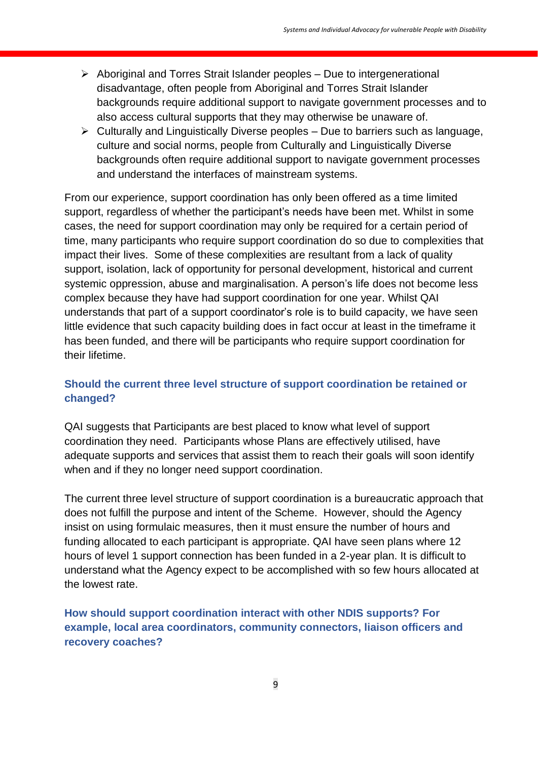- Aboriginal and Torres Strait Islander peoples – Due to intergenerational disadvantage, often people from Aboriginal and Torres Strait Islander backgrounds require additional support to navigate government processes and to also access cultural supports that they may otherwise be unaware of.
- Culturally and Linguistically Diverse peoples – Due to barriers such as language, culture and social norms, people from Culturally and Linguistically Diverse backgrounds often require additional support to navigate government processes and understand the interfaces of mainstream systems.

From our experience, support coordination has only been offered as a time limited support, regardless of whether the participant's needs have been met. Whilst in some cases, the need for support coordination may only be required for a certain period of time, many participants who require support coordination do so due to complexities that impact their lives. Some of these complexities are resultant from a lack of quality support, isolation, lack of opportunity for personal development, historical and current systemic oppression, abuse and marginalisation. A person's life does not become less complex because they have had support coordination for one year. Whilst QAI understands that part of a support coordinator's role is to build capacity, we have seen little evidence that such capacity building does in fact occur at least in the timeframe it has been funded, and there will be participants who require support coordination for their lifetime.

### Should the current three level structure of support coordination be retained or changed?

QAI suggests that Participants are best placed to know what level of support coordination they need. Participants whose Plans are effectively utilised, have adequate supports and services that assist them to reach their goals will soon identify when and if they no longer need support coordination.

The current three level structure of support coordination is a bureaucratic approach that does not fulfill the purpose and intent of the Scheme. However, should the Agency insist on using formulaic measures, then it must ensure the number of hours and funding allocated to each participant is appropriate. QAI have seen plans where 12 hours of level 1 support connection has been funded in a 2-year plan. It is difficult to understand what the Agency expect to be accomplished with so few hours allocated at the lowest rate.

### How should support coordination interact with other NDIS supports? For example, local area coordinators, community connectors, liaison officers and recovery coaches?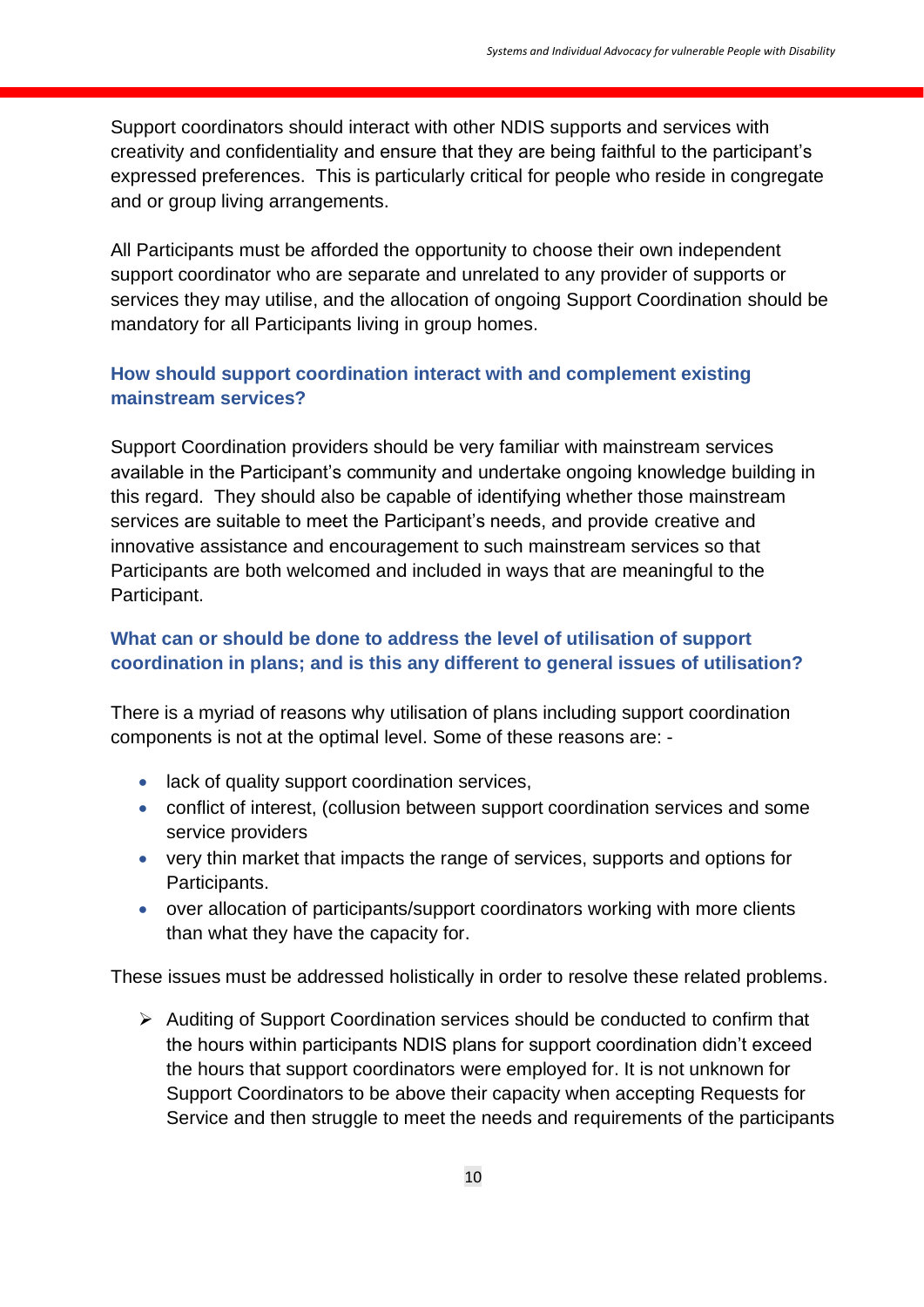Support coordinators should interact with other NDIS supports and services with creativity and confidentiality and ensure that they are being faithful to the participant's expressed preferences. This is particularly critical for people who reside in congregate and or group living arrangements.

All Participants must be afforded the opportunity to choose their own independent support coordinator who are separate and unrelated to any provider of supports or services they may utilise, and the allocation of ongoing Support Coordination should be mandatory for all Participants living in group homes.

### How should support coordination interact with and complement existing mainstream services?

Support Coordination providers should be very familiar with mainstream services available in the Participant's community and undertake ongoing knowledge building in this regard. They should also be capable of identifying whether those mainstream services are suitable to meet the Participant's needs, and provide creative and innovative assistance and encouragement to such mainstream services so that Participants are both welcomed and included in ways that are meaningful to the Participant.

### What can or should be done to address the level of utilisation of support coordination in plans; and is this any different to general issues of utilisation?

There is a myriad of reasons why utilisation of plans including support coordination components is not at the optimal level. Some of these reasons are: -

- lack of quality support coordination services,
- conflict of interest, (collusion between support coordination services and some service providers
- very thin market that impacts the range of services, supports and options for Participants.
- over allocation of participants/support coordinators working with more clients than what they have the capacity for.

These issues must be addressed holistically in order to resolve these related problems.

- ➢ Auditing of Support Coordination services should be conducted to confirm that the hours within participants NDIS plans for support coordination didn't exceed the hours that support coordinators were employed for. It is not unknown for Support Coordinators to be above their capacity when accepting Requests for Service and then struggle to meet the needs and requirements of the participants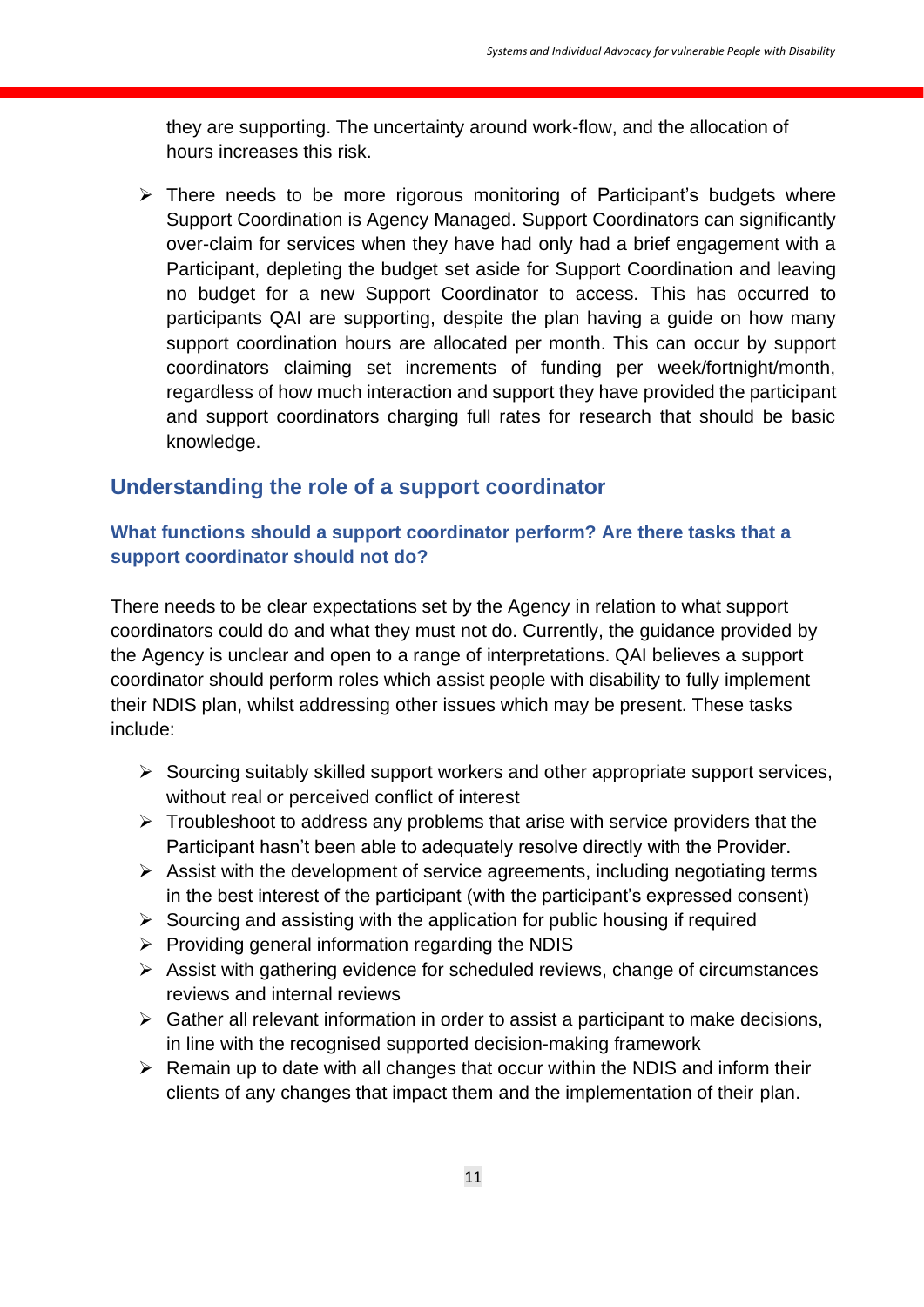they are supporting. The uncertainty around work-flow, and the allocation of hours increases this risk.

- There needs to be more rigorous monitoring of Participant's budgets where Support Coordination is Agency Managed. Support Coordinators can significantly over-claim for services when they have had only had a brief engagement with a Participant, depleting the budget set aside for Support Coordination and leaving no budget for a new Support Coordinator to access. This has occurred to participants QAI are supporting, despite the plan having a guide on how many support coordination hours are allocated per month. This can occur by support coordinators claiming set increments of funding per week/fortnight/month, regardless of how much interaction and support they have provided the participant and support coordinators charging full rates for research that should be basic knowledge.

## Understanding the role of a support coordinator

### What functions should a support coordinator perform? Are there tasks that a support coordinator should not do?

There needs to be clear expectations set by the Agency in relation to what support coordinators could do and what they must not do. Currently, the guidance provided by the Agency is unclear and open to a range of interpretations. QAI believes a support coordinator should perform roles which assist people with disability to fully implement their NDIS plan, whilst addressing other issues which may be present. These tasks include:

- Sourcing suitably skilled support workers and other appropriate support services, without real or perceived conflict of interest
- Troubleshoot to address any problems that arise with service providers that the Participant hasn't been able to adequately resolve directly with the Provider.
- Assist with the development of service agreements, including negotiating terms in the best interest of the participant (with the participant's expressed consent)
- Sourcing and assisting with the application for public housing if required
- Providing general information regarding the NDIS
- Assist with gathering evidence for scheduled reviews, change of circumstances reviews and internal reviews
- Gather all relevant information in order to assist a participant to make decisions, in line with the recognised supported decision-making framework
- Remain up to date with all changes that occur within the NDIS and inform their clients of any changes that impact them and the implementation of their plan.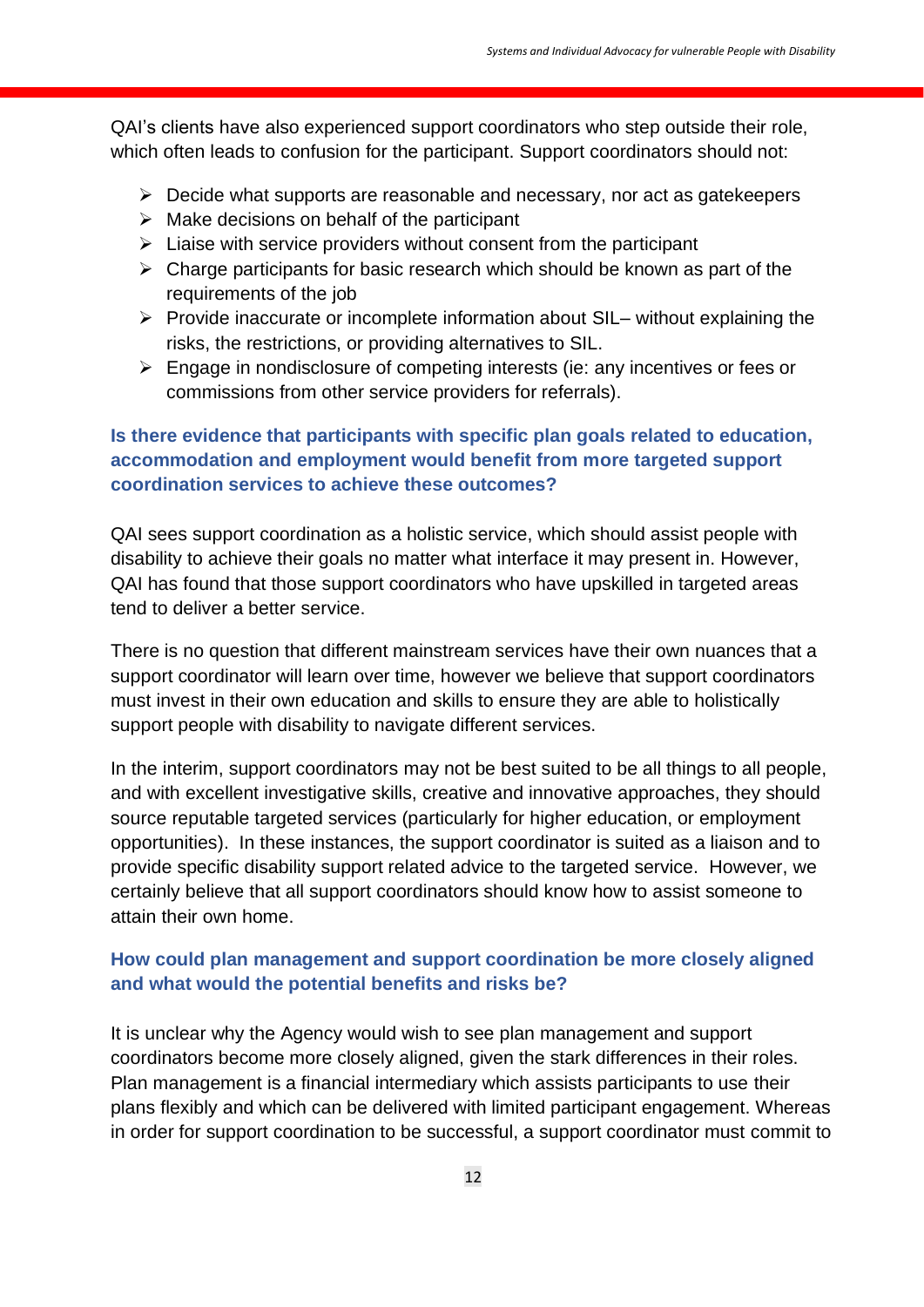QAI's clients have also experienced support coordinators who step outside their role, which often leads to confusion for the participant. Support coordinators should not:

- Decide what supports are reasonable and necessary, nor act as gatekeepers
- Make decisions on behalf of the participant
- Liaise with service providers without consent from the participant
- Charge participants for basic research which should be known as part of the requirements of the job
- Provide inaccurate or incomplete information about SIL– without explaining the risks, the restrictions, or providing alternatives to SIL.
- Engage in nondisclosure of competing interests (ie: any incentives or fees or commissions from other service providers for referrals).

### Is there evidence that participants with specific plan goals related to education, accommodation and employment would benefit from more targeted support coordination services to achieve these outcomes?

QAI sees support coordination as a holistic service, which should assist people with disability to achieve their goals no matter what interface it may present in. However, QAI has found that those support coordinators who have upskilled in targeted areas tend to deliver a better service.

There is no question that different mainstream services have their own nuances that a support coordinator will learn over time, however we believe that support coordinators must invest in their own education and skills to ensure they are able to holistically support people with disability to navigate different services.

In the interim, support coordinators may not be best suited to be all things to all people, and with excellent investigative skills, creative and innovative approaches, they should source reputable targeted services (particularly for higher education, or employment opportunities). In these instances, the support coordinator is suited as a liaison and to provide specific disability support related advice to the targeted service. However, we certainly believe that all support coordinators should know how to assist someone to attain their own home.

### How could plan management and support coordination be more closely aligned and what would the potential benefits and risks be?

It is unclear why the Agency would wish to see plan management and support coordinators become more closely aligned, given the stark differences in their roles. Plan management is a financial intermediary which assists participants to use their plans flexibly and which can be delivered with limited participant engagement. Whereas in order for support coordination to be successful, a support coordinator must commit to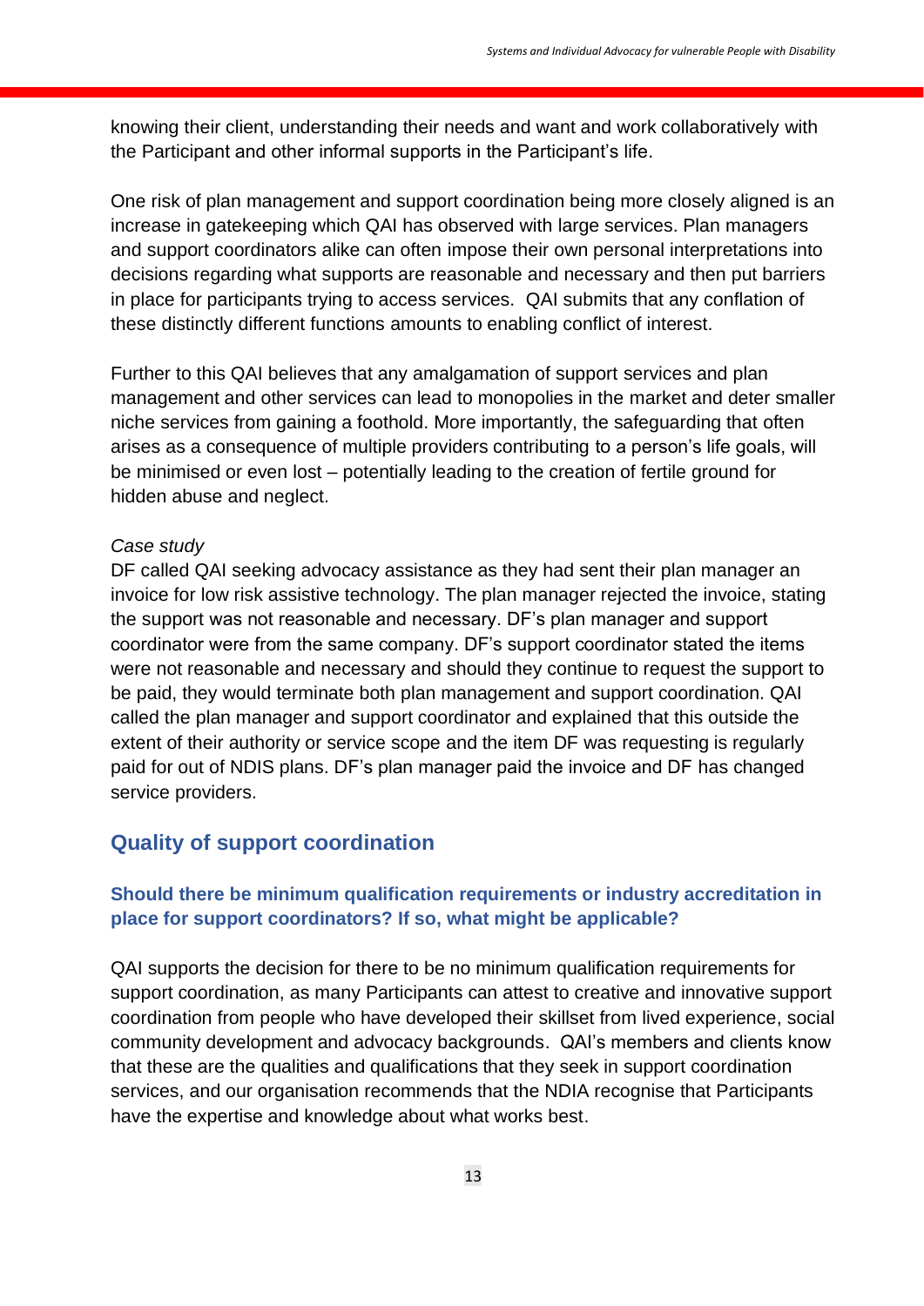knowing their client, understanding their needs and want and work collaboratively with the Participant and other informal supports in the Participant's life.

One risk of plan management and support coordination being more closely aligned is an increase in gatekeeping which QAI has observed with large services. Plan managers and support coordinators alike can often impose their own personal interpretations into decisions regarding what supports are reasonable and necessary and then put barriers in place for participants trying to access services.  QAI submits that any conflation of these distinctly different functions amounts to enabling conflict of interest.

Further to this QAI believes that any amalgamation of support services and plan management and other services can lead to monopolies in the market and deter smaller niche services from gaining a foothold. More importantly, the safeguarding that often arises as a consequence of multiple providers contributing to a person's life goals, will be minimised or even lost – potentially leading to the creation of fertile ground for hidden abuse and neglect.

*Case study*

DF called QAI seeking advocacy assistance as they had sent their plan manager an invoice for low risk assistive technology. The plan manager rejected the invoice, stating the support was not reasonable and necessary. DF's plan manager and support coordinator were from the same company. DF's support coordinator stated the items were not reasonable and necessary and should they continue to request the support to be paid, they would terminate both plan management and support coordination. QAI called the plan manager and support coordinator and explained that this outside the extent of their authority or service scope and the item DF was requesting is regularly paid for out of NDIS plans. DF's plan manager paid the invoice and DF has changed service providers.

## Quality of support coordination

### Should there be minimum qualification requirements or industry accreditation in place for support coordinators? If so, what might be applicable?

QAI supports the decision for there to be no minimum qualification requirements for support coordination, as many Participants can attest to creative and innovative support coordination from people who have developed their skillset from lived experience, social community development and advocacy backgrounds.  QAI's members and clients know that these are the qualities and qualifications that they seek in support coordination services, and our organisation recommends that the NDIA recognise that Participants have the expertise and knowledge about what works best.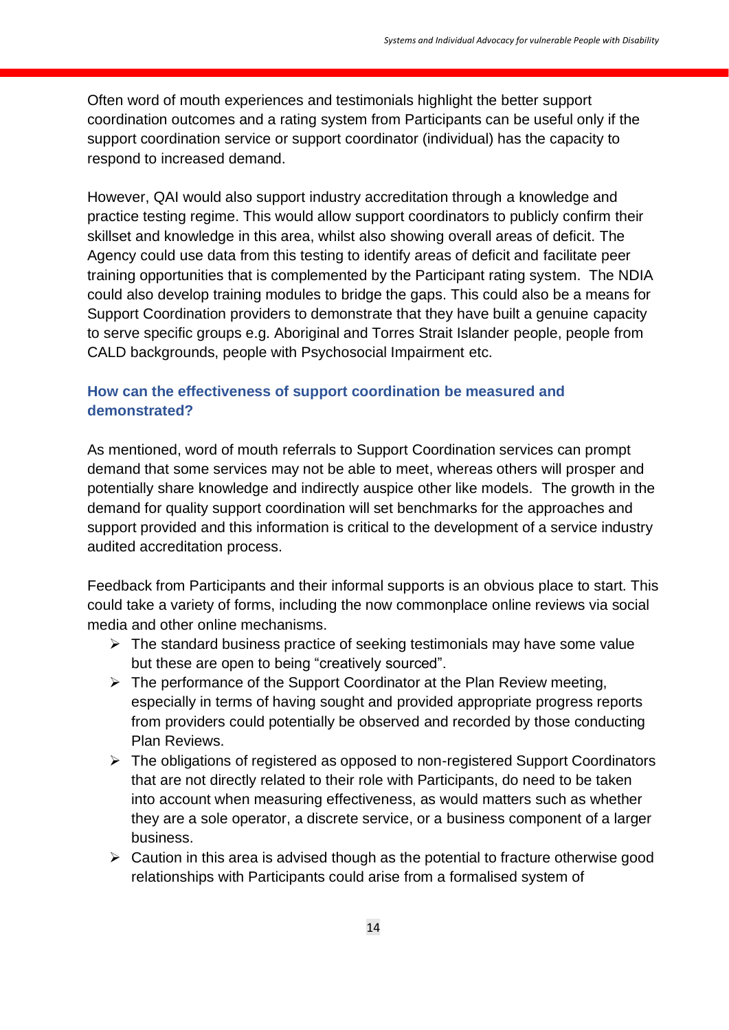Often word of mouth experiences and testimonials highlight the better support coordination outcomes and a rating system from Participants can be useful only if the support coordination service or support coordinator (individual) has the capacity to respond to increased demand.

However, QAI would also support industry accreditation through a knowledge and practice testing regime. This would allow support coordinators to publicly confirm their skillset and knowledge in this area, whilst also showing overall areas of deficit. The Agency could use data from this testing to identify areas of deficit and facilitate peer training opportunities that is complemented by the Participant rating system. The NDIA could also develop training modules to bridge the gaps. This could also be a means for Support Coordination providers to demonstrate that they have built a genuine capacity to serve specific groups e.g. Aboriginal and Torres Strait Islander people, people from CALD backgrounds, people with Psychosocial Impairment etc.

### How can the effectiveness of support coordination be measured and demonstrated?

As mentioned, word of mouth referrals to Support Coordination services can prompt demand that some services may not be able to meet, whereas others will prosper and potentially share knowledge and indirectly auspice other like models. The growth in the demand for quality support coordination will set benchmarks for the approaches and support provided and this information is critical to the development of a service industry audited accreditation process.

Feedback from Participants and their informal supports is an obvious place to start. This could take a variety of forms, including the now commonplace online reviews via social media and other online mechanisms.

- The standard business practice of seeking testimonials may have some value but these are open to being "creatively sourced".
- The performance of the Support Coordinator at the Plan Review meeting, especially in terms of having sought and provided appropriate progress reports from providers could potentially be observed and recorded by those conducting Plan Reviews.
- The obligations of registered as opposed to non-registered Support Coordinators that are not directly related to their role with Participants, do need to be taken into account when measuring effectiveness, as would matters such as whether they are a sole operator, a discrete service, or a business component of a larger business.
- Caution in this area is advised though as the potential to fracture otherwise good relationships with Participants could arise from a formalised system of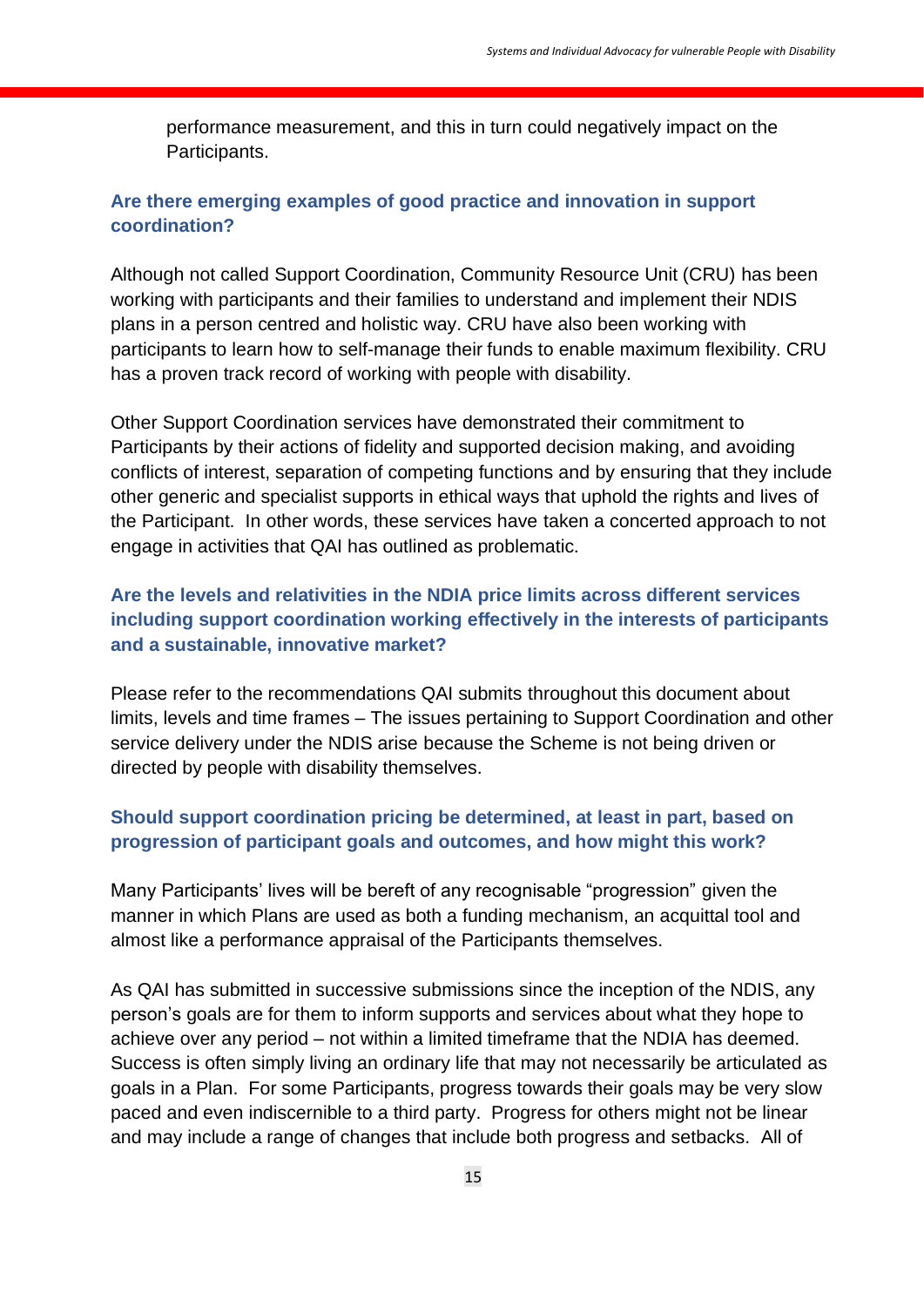performance measurement, and this in turn could negatively impact on the Participants.

### Are there emerging examples of good practice and innovation in support coordination?

Although not called Support Coordination, Community Resource Unit (CRU) has been working with participants and their families to understand and implement their NDIS plans in a person centred and holistic way. CRU have also been working with participants to learn how to self-manage their funds to enable maximum flexibility. CRU has a proven track record of working with people with disability.

Other Support Coordination services have demonstrated their commitment to Participants by their actions of fidelity and supported decision making, and avoiding conflicts of interest, separation of competing functions and by ensuring that they include other generic and specialist supports in ethical ways that uphold the rights and lives of the Participant. In other words, these services have taken a concerted approach to not engage in activities that QAI has outlined as problematic.

### Are the levels and relativities in the NDIA price limits across different services including support coordination working effectively in the interests of participants and a sustainable, innovative market?

Please refer to the recommendations QAI submits throughout this document about limits, levels and time frames – The issues pertaining to Support Coordination and other service delivery under the NDIS arise because the Scheme is not being driven or directed by people with disability themselves.

### Should support coordination pricing be determined, at least in part, based on progression of participant goals and outcomes, and how might this work?

Many Participants' lives will be bereft of any recognisable "progression" given the manner in which Plans are used as both a funding mechanism, an acquittal tool and almost like a performance appraisal of the Participants themselves.

As QAI has submitted in successive submissions since the inception of the NDIS, any person's goals are for them to inform supports and services about what they hope to achieve over any period – not within a limited timeframe that the NDIA has deemed. Success is often simply living an ordinary life that may not necessarily be articulated as goals in a Plan. For some Participants, progress towards their goals may be very slow paced and even indiscernible to a third party. Progress for others might not be linear and may include a range of changes that include both progress and setbacks. All of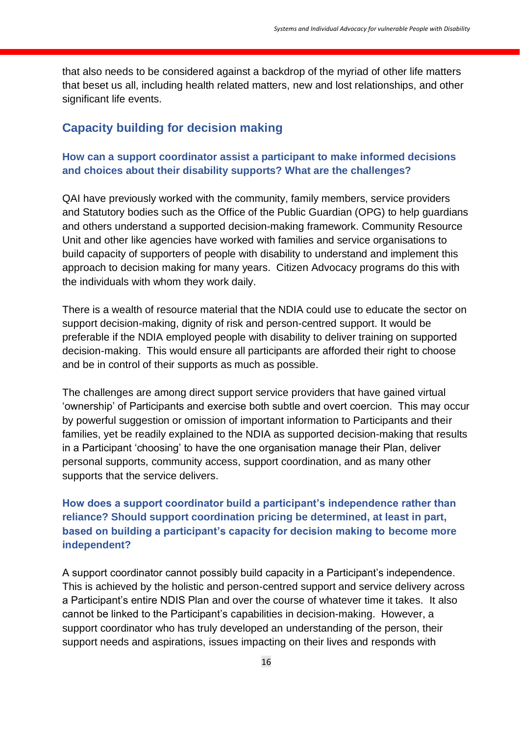that also needs to be considered against a backdrop of the myriad of other life matters that beset us all, including health related matters, new and lost relationships, and other significant life events.

## Capacity building for decision making

### How can a support coordinator assist a participant to make informed decisions and choices about their disability supports? What are the challenges?

QAI have previously worked with the community, family members, service providers and Statutory bodies such as the Office of the Public Guardian (OPG) to help guardians and others understand a supported decision-making framework. Community Resource Unit and other like agencies have worked with families and service organisations to build capacity of supporters of people with disability to understand and implement this approach to decision making for many years. Citizen Advocacy programs do this with the individuals with whom they work daily.

There is a wealth of resource material that the NDIA could use to educate the sector on support decision-making, dignity of risk and person-centred support. It would be preferable if the NDIA employed people with disability to deliver training on supported decision-making. This would ensure all participants are afforded their right to choose and be in control of their supports as much as possible.

The challenges are among direct support service providers that have gained virtual 'ownership' of Participants and exercise both subtle and overt coercion. This may occur by powerful suggestion or omission of important information to Participants and their families, yet be readily explained to the NDIA as supported decision-making that results in a Participant 'choosing' to have the one organisation manage their Plan, deliver personal supports, community access, support coordination, and as many other supports that the service delivers.

### How does a support coordinator build a participant's independence rather than reliance? Should support coordination pricing be determined, at least in part, based on building a participant's capacity for decision making to become more independent?

A support coordinator cannot possibly build capacity in a Participant's independence. This is achieved by the holistic and person-centred support and service delivery across a Participant's entire NDIS Plan and over the course of whatever time it takes. It also cannot be linked to the Participant's capabilities in decision-making. However, a support coordinator who has truly developed an understanding of the person, their support needs and aspirations, issues impacting on their lives and responds with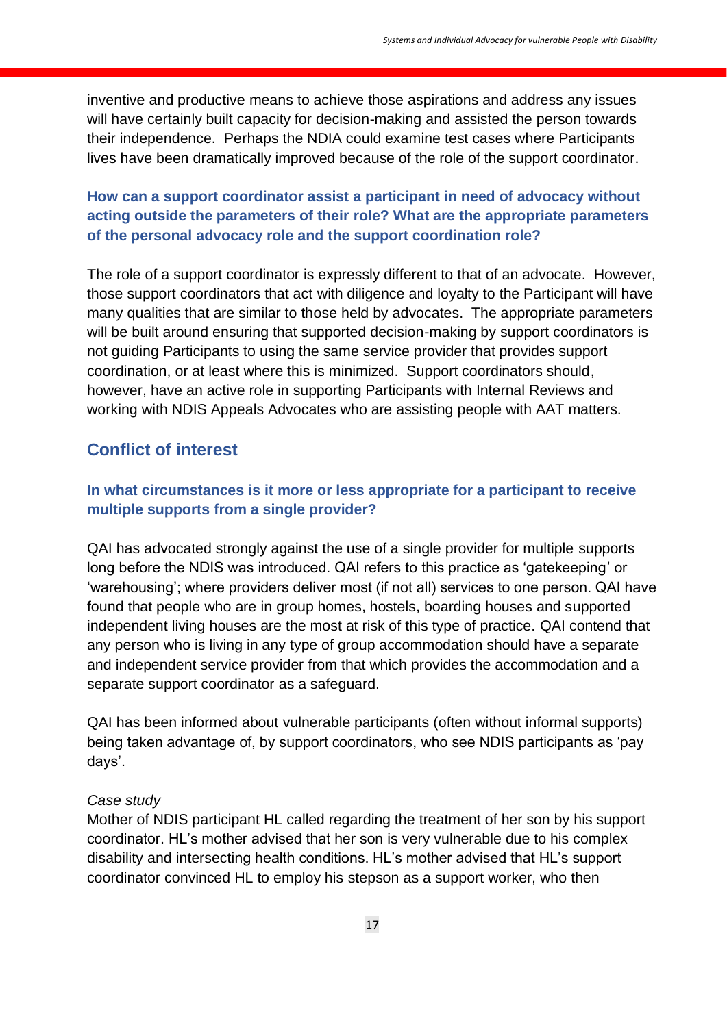inventive and productive means to achieve those aspirations and address any issues will have certainly built capacity for decision-making and assisted the person towards their independence. Perhaps the NDIA could examine test cases where Participants lives have been dramatically improved because of the role of the support coordinator.

### How can a support coordinator assist a participant in need of advocacy without acting outside the parameters of their role? What are the appropriate parameters of the personal advocacy role and the support coordination role?

The role of a support coordinator is expressly different to that of an advocate. However, those support coordinators that act with diligence and loyalty to the Participant will have many qualities that are similar to those held by advocates. The appropriate parameters will be built around ensuring that supported decision-making by support coordinators is not guiding Participants to using the same service provider that provides support coordination, or at least where this is minimized. Support coordinators should, however, have an active role in supporting Participants with Internal Reviews and working with NDIS Appeals Advocates who are assisting people with AAT matters.

## Conflict of interest

### In what circumstances is it more or less appropriate for a participant to receive multiple supports from a single provider?

QAI has advocated strongly against the use of a single provider for multiple supports long before the NDIS was introduced. QAI refers to this practice as 'gatekeeping' or 'warehousing'; where providers deliver most (if not all) services to one person. QAI have found that people who are in group homes, hostels, boarding houses and supported independent living houses are the most at risk of this type of practice. QAI contend that any person who is living in any type of group accommodation should have a separate and independent service provider from that which provides the accommodation and a separate support coordinator as a safeguard.

QAI has been informed about vulnerable participants (often without informal supports) being taken advantage of, by support coordinators, who see NDIS participants as 'pay days'.

*Case study*
Mother of NDIS participant HL called regarding the treatment of her son by his support coordinator. HL's mother advised that her son is very vulnerable due to his complex disability and intersecting health conditions. HL's mother advised that HL's support coordinator convinced HL to employ his stepson as a support worker, who then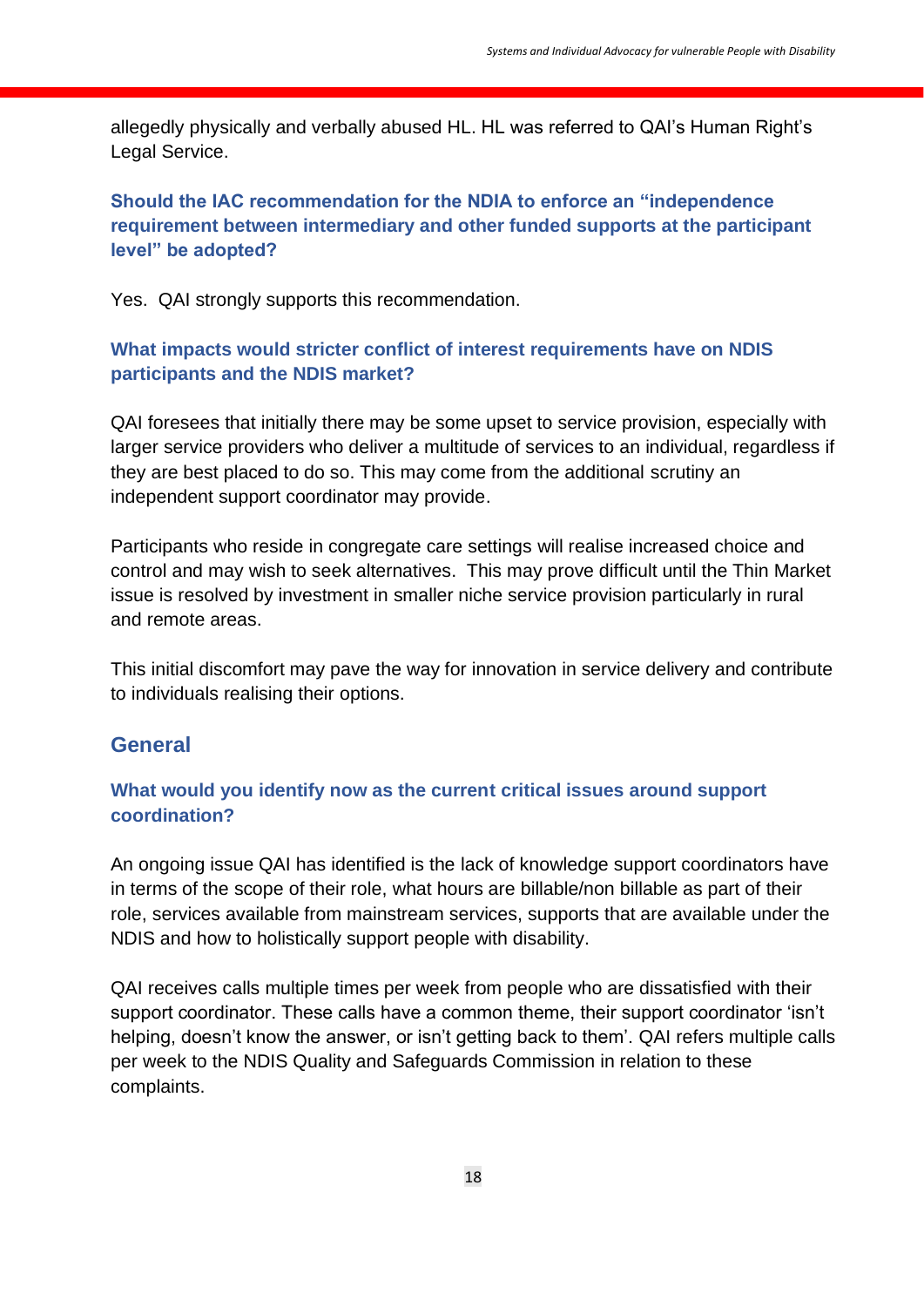allegedly physically and verbally abused HL. HL was referred to QAI's Human Right's Legal Service.

### Should the IAC recommendation for the NDIA to enforce an "independence requirement between intermediary and other funded supports at the participant level" be adopted?

Yes. QAI strongly supports this recommendation.

### What impacts would stricter conflict of interest requirements have on NDIS participants and the NDIS market?

QAI foresees that initially there may be some upset to service provision, especially with larger service providers who deliver a multitude of services to an individual, regardless if they are best placed to do so. This may come from the additional scrutiny an independent support coordinator may provide.

Participants who reside in congregate care settings will realise increased choice and control and may wish to seek alternatives. This may prove difficult until the Thin Market issue is resolved by investment in smaller niche service provision particularly in rural and remote areas.

This initial discomfort may pave the way for innovation in service delivery and contribute to individuals realising their options.

## General

### What would you identify now as the current critical issues around support coordination?

An ongoing issue QAI has identified is the lack of knowledge support coordinators have in terms of the scope of their role, what hours are billable/non billable as part of their role, services available from mainstream services, supports that are available under the NDIS and how to holistically support people with disability.

QAI receives calls multiple times per week from people who are dissatisfied with their support coordinator. These calls have a common theme, their support coordinator 'isn't helping, doesn't know the answer, or isn't getting back to them'. QAI refers multiple calls per week to the NDIS Quality and Safeguards Commission in relation to these complaints.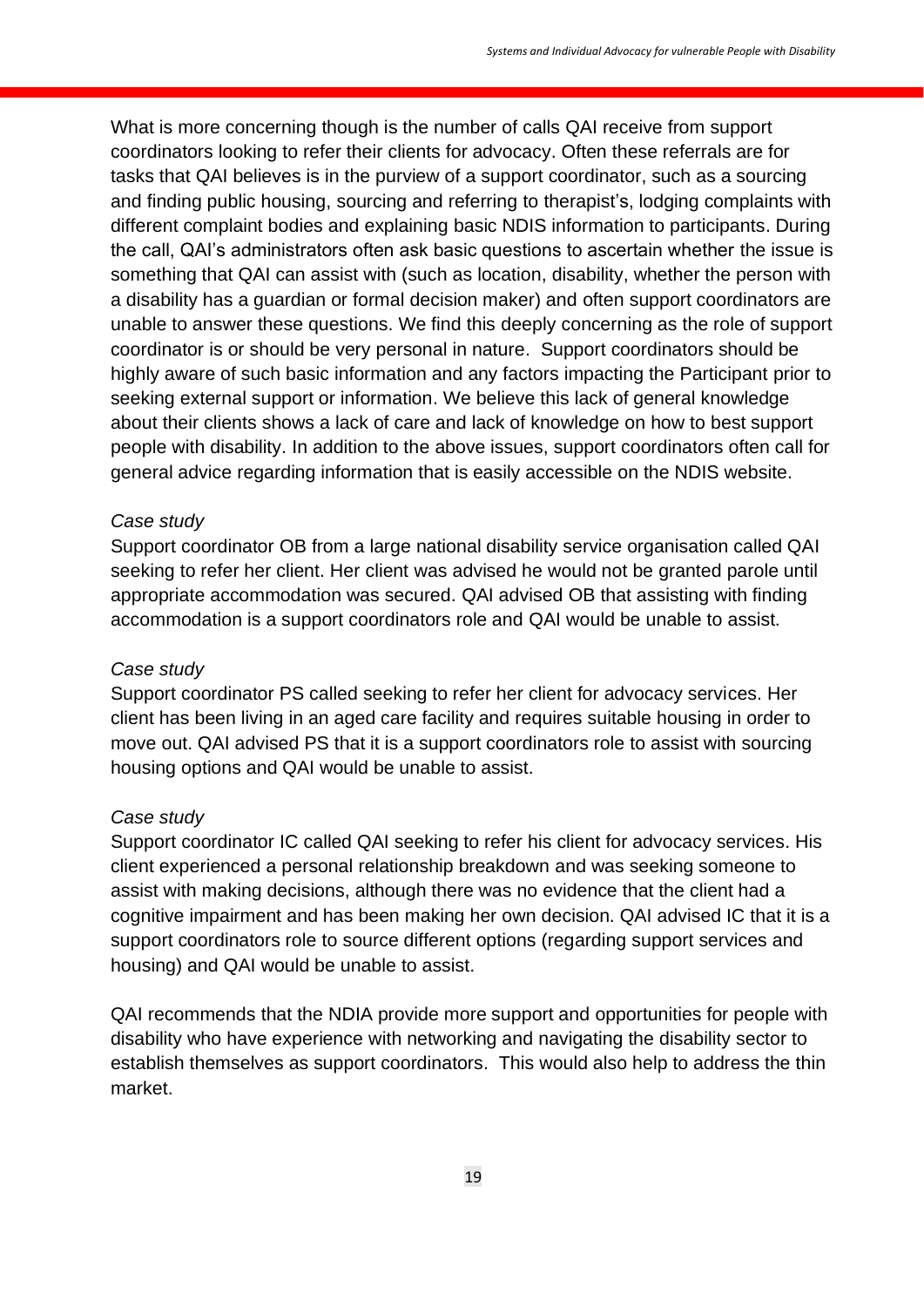What is more concerning though is the number of calls QAI receive from support coordinators looking to refer their clients for advocacy. Often these referrals are for tasks that QAI believes is in the purview of a support coordinator, such as a sourcing and finding public housing, sourcing and referring to therapist's, lodging complaints with different complaint bodies and explaining basic NDIS information to participants. During the call, QAI's administrators often ask basic questions to ascertain whether the issue is something that QAI can assist with (such as location, disability, whether the person with a disability has a guardian or formal decision maker) and often support coordinators are unable to answer these questions. We find this deeply concerning as the role of support coordinator is or should be very personal in nature. Support coordinators should be highly aware of such basic information and any factors impacting the Participant prior to seeking external support or information. We believe this lack of general knowledge about their clients shows a lack of care and lack of knowledge on how to best support people with disability. In addition to the above issues, support coordinators often call for general advice regarding information that is easily accessible on the NDIS website.

*Case study*

Support coordinator OB from a large national disability service organisation called QAI seeking to refer her client. Her client was advised he would not be granted parole until appropriate accommodation was secured. QAI advised OB that assisting with finding accommodation is a support coordinators role and QAI would be unable to assist.

*Case study*

Support coordinator PS called seeking to refer her client for advocacy services. Her client has been living in an aged care facility and requires suitable housing in order to move out. QAI advised PS that it is a support coordinators role to assist with sourcing housing options and QAI would be unable to assist.

*Case study*

Support coordinator IC called QAI seeking to refer his client for advocacy services. His client experienced a personal relationship breakdown and was seeking someone to assist with making decisions, although there was no evidence that the client had a cognitive impairment and has been making her own decision. QAI advised IC that it is a support coordinators role to source different options (regarding support services and housing) and QAI would be unable to assist.

QAI recommends that the NDIA provide more support and opportunities for people with disability who have experience with networking and navigating the disability sector to establish themselves as support coordinators. This would also help to address the thin market.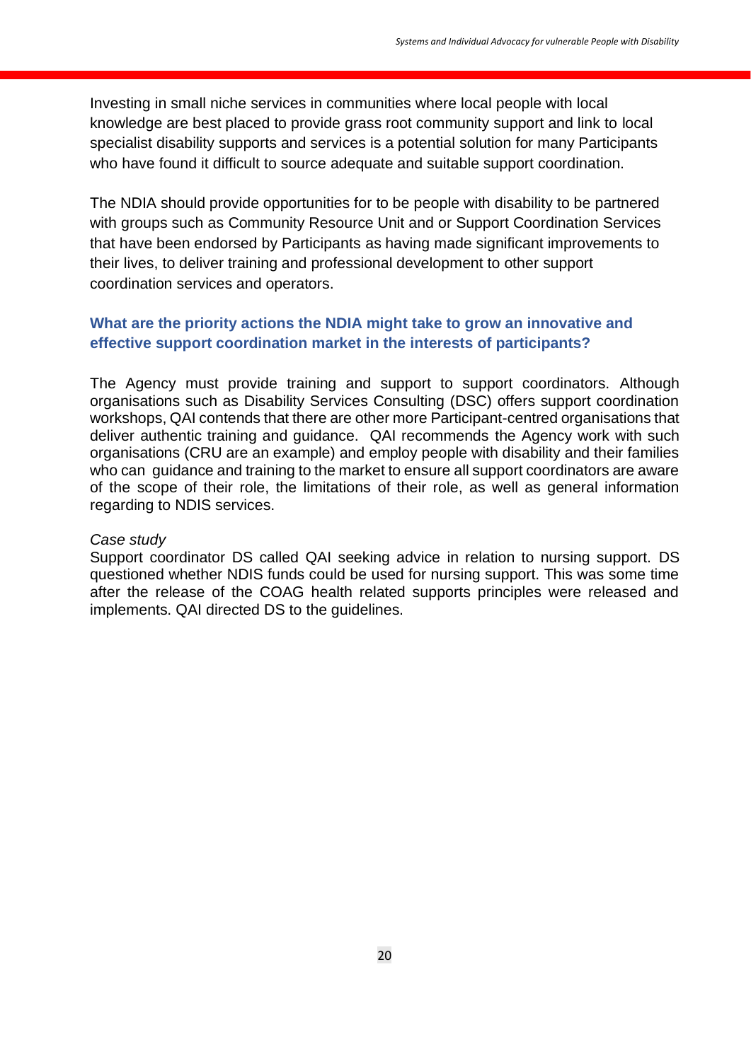Investing in small niche services in communities where local people with local knowledge are best placed to provide grass root community support and link to local specialist disability supports and services is a potential solution for many Participants who have found it difficult to source adequate and suitable support coordination.

The NDIA should provide opportunities for to be people with disability to be partnered with groups such as Community Resource Unit and or Support Coordination Services that have been endorsed by Participants as having made significant improvements to their lives, to deliver training and professional development to other support coordination services and operators.

### What are the priority actions the NDIA might take to grow an innovative and effective support coordination market in the interests of participants?

The Agency must provide training and support to support coordinators. Although organisations such as Disability Services Consulting (DSC) offers support coordination workshops, QAI contends that there are other more Participant-centred organisations that deliver authentic training and guidance. QAI recommends the Agency work with such organisations (CRU are an example) and employ people with disability and their families who can guidance and training to the market to ensure all support coordinators are aware of the scope of their role, the limitations of their role, as well as general information regarding to NDIS services.

*Case study*
Support coordinator DS called QAI seeking advice in relation to nursing support. DS questioned whether NDIS funds could be used for nursing support. This was some time after the release of the COAG health related supports principles were released and implements. QAI directed DS to the guidelines.